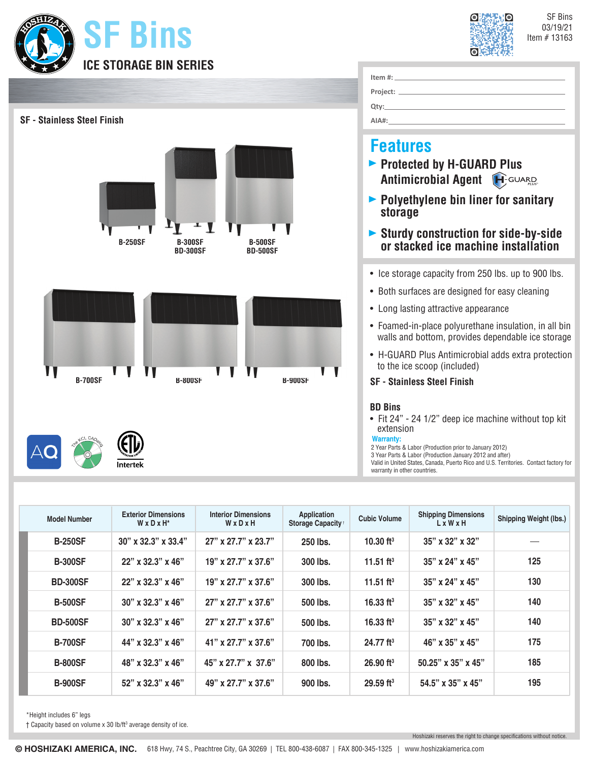# SF Bins

## ICE STORAGE BIN SERIES

SF Bins
03/19/21
Item # 13163

Item #: ______
Project: ______
Qty: ______
AIA#: ______

### SF - Stainless Steel Finish

B-250SF
B-300SF / BD-300SF
B-500SF / BD-500SF
B-700SF
B-800SF
B-900SF

## Features

- Protected by H-GUARD Plus Antimicrobial Agent
- Polyethylene bin liner for sanitary storage
- Sturdy construction for side-by-side or stacked ice machine installation

- Ice storage capacity from 250 lbs. up to 900 lbs.
- Both surfaces are designed for easy cleaning
- Long lasting attractive appearance
- Foamed-in-place polyurethane insulation, in all bin walls and bottom, provides dependable ice storage
- H-GUARD Plus Antimicrobial adds extra protection to the ice scoop (included)

**SF - Stainless Steel Finish**

**BD Bins**

- Fit 24" - 24 1/2" deep ice machine without top kit extension

**Warranty:**
2 Year Parts & Labor (Production prior to January 2012)
3 Year Parts & Labor (Production January 2012 and after)
Valid in United States, Canada, Puerto Rico and U.S. Territories. Contact factory for warranty in other countries.

| Model Number | Exterior Dimensions W x D x H* | Interior Dimensions W x D x H | Application Storage Capacity † | Cubic Volume | Shipping Dimensions L x W x H | Shipping Weight (lbs.) |
|---|---|---|---|---|---|---|
| B-250SF | 30" x 32.3" x 33.4" | 27" x 27.7" x 23.7" | 250 lbs. | 10.30 ft³ | 35" x 32" x 32" | — |
| B-300SF | 22" x 32.3" x 46" | 19" x 27.7" x 37.6" | 300 lbs. | 11.51 ft³ | 35" x 24" x 45" | 125 |
| BD-300SF | 22" x 32.3" x 46" | 19" x 27.7" x 37.6" | 300 lbs. | 11.51 ft³ | 35" x 24" x 45" | 130 |
| B-500SF | 30" x 32.3" x 46" | 27" x 27.7" x 37.6" | 500 lbs. | 16.33 ft³ | 35" x 32" x 45" | 140 |
| BD-500SF | 30" x 32.3" x 46" | 27" x 27.7" x 37.6" | 500 lbs. | 16.33 ft³ | 35" x 32" x 45" | 140 |
| B-700SF | 44" x 32.3" x 46" | 41" x 27.7" x 37.6" | 700 lbs. | 24.77 ft³ | 46" x 35" x 45" | 175 |
| B-800SF | 48" x 32.3" x 46" | 45" x 27.7" x 37.6" | 800 lbs. | 26.90 ft³ | 50.25" x 35" x 45" | 185 |
| B-900SF | 52" x 32.3" x 46" | 49" x 27.7" x 37.6" | 900 lbs. | 29.59 ft³ | 54.5" x 35" x 45" | 195 |

*Height includes 6" legs
† Capacity based on volume x 30 lb/ft³ average density of ice.

Hoshizaki reserves the right to change specifications without notice.

© HOSHIZAKI AMERICA, INC. 618 Hwy, 74 S., Peachtree City, GA 30269 | TEL 800-438-6087 | FAX 800-345-1325 | www.hoshizakiamerica.com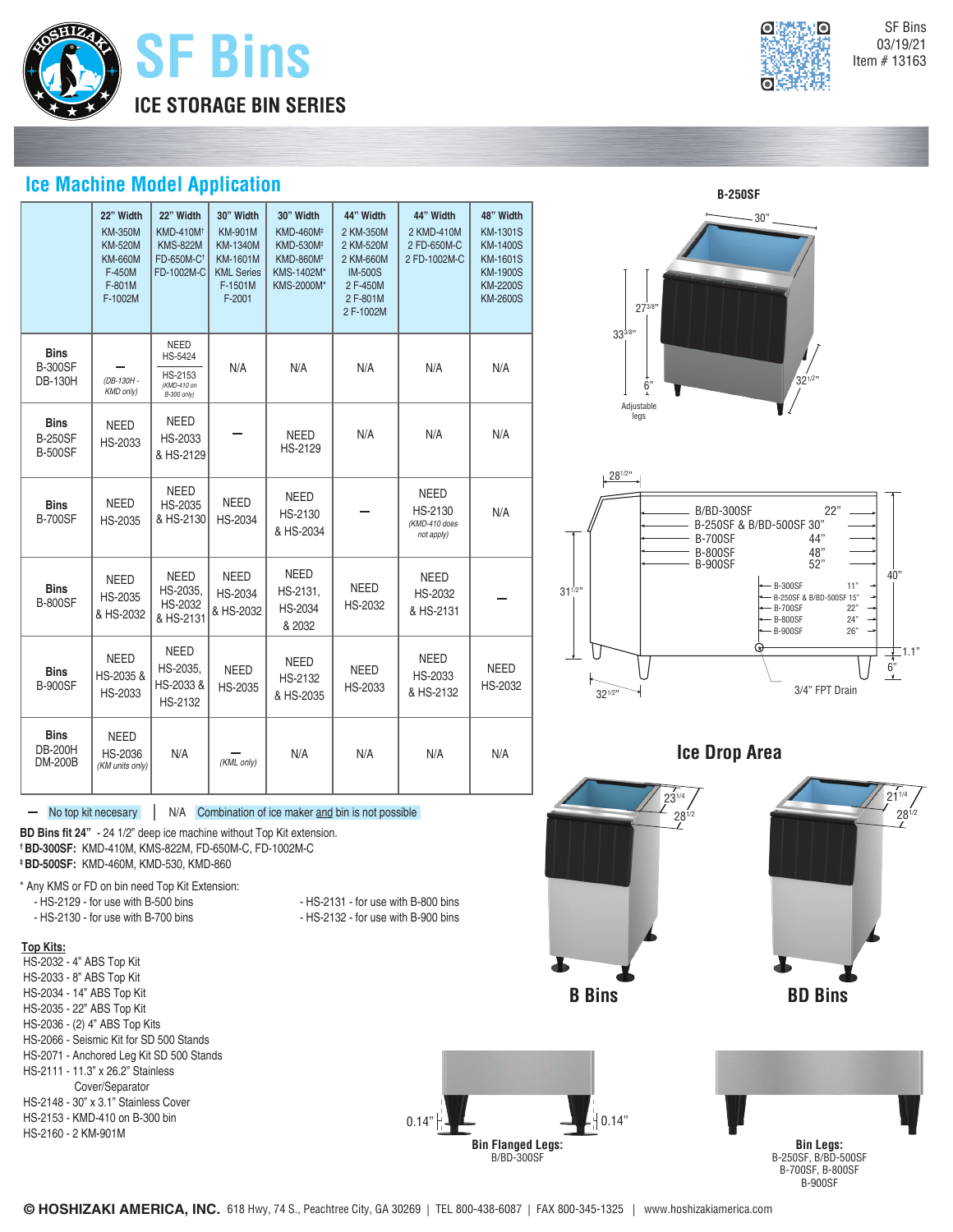# SF Bins

## ICE STORAGE BIN SERIES

SF Bins
03/19/21
Item # 13163

## Ice Machine Model Application

| | 22" Width<br>KM-350M<br>KM-520M<br>KM-660M<br>F-450M<br>F-801M<br>F-1002M | 22" Width<br>KMD-410M†<br>KMS-822M<br>FD-650M-C†<br>FD-1002M-C | 30" Width<br>KM-901M<br>KM-1340M<br>KM-1601M<br>KML Series<br>F-1501M<br>F-2001 | 30" Width<br>KMD-460M‡<br>KMD-530M‡<br>KMD-860M‡<br>KMS-1402M*<br>KMS-2000M* | 44" Width<br>2 KM-350M<br>2 KM-520M<br>2 KM-660M<br>IM-500S<br>2 F-450M<br>2 F-801M<br>2 F-1002M | 44" Width<br>2 KMD-410M<br>2 FD-650M-C<br>2 FD-1002M-C | 48" Width<br>KM-1301S<br>KM-1400S<br>KM-1601S<br>KM-1900S<br>KM-2200S<br>KM-2600S |
|---|---|---|---|---|---|---|---|
| **Bins** B-300SF DB-130H | — (DB-130H - KMD only) | NEED HS-5424<br>HS-2153 (KMD-410 on B-300 only) | N/A | N/A | N/A | N/A | N/A |
| **Bins** B-250SF B-500SF | NEED HS-2033 | NEED HS-2033 & HS-2129 | — | NEED HS-2129 | N/A | N/A | N/A |
| **Bins** B-700SF | NEED HS-2035 | NEED HS-2035 & HS-2130 | NEED HS-2034 | NEED HS-2130 & HS-2034 | — | NEED HS-2130 (KMD-410 does not apply) | N/A |
| **Bins** B-800SF | NEED HS-2035 & HS-2032 | NEED HS-2035, HS-2032 & HS-2131 | NEED HS-2034 & HS-2032 | NEED HS-2131, HS-2034 & 2032 | NEED HS-2032 | NEED HS-2032 & HS-2131 | — |
| **Bins** B-900SF | NEED HS-2035 & HS-2033 | NEED HS-2035, HS-2033 & HS-2132 | NEED HS-2035 | NEED HS-2132 & HS-2035 | NEED HS-2033 | NEED HS-2033 & HS-2132 | NEED HS-2032 |
| **Bins** DB-200H DM-200B | NEED HS-2036 (KM units only) | N/A | — (KML only) | N/A | N/A | N/A | N/A |

— No top kit necesary | N/A Combination of ice maker and bin is not possible

**BD Bins fit 24"** - 24 1/2" deep ice machine without Top Kit extension.
† **BD-300SF:** KMD-410M, KMS-822M, FD-650M-C, FD-1002M-C
‡ **BD-500SF:** KMD-460M, KMD-530, KMD-860

\* Any KMS or FD on bin need Top Kit Extension:
- HS-2129 - for use with B-500 bins
- HS-2130 - for use with B-700 bins
- HS-2131 - for use with B-800 bins
- HS-2132 - for use with B-900 bins

**Top Kits:**
- HS-2032 - 4" ABS Top Kit
- HS-2033 - 8" ABS Top Kit
- HS-2034 - 14" ABS Top Kit
- HS-2035 - 22" ABS Top Kit
- HS-2036 - (2) 4" ABS Top Kits
- HS-2066 - Seismic Kit for SD 500 Stands
- HS-2071 - Anchored Leg Kit SD 500 Stands
- HS-2111 - 11.3" x 26.2" Stainless Cover/Separator
- HS-2148 - 30" x 3.1" Stainless Cover
- HS-2153 - KMD-410 on B-300 bin
- HS-2160 - 2 KM-901M

**B-250SF**

30"
$27^{3/8}$"
$33^{3/8}$"
6"
Adjustable legs
$32^{1/2}$"

$28^{1/2}$"
B/BD-300SF 22"
B-250SF & B/BD-500SF 30"
B-700SF 44"
B-800SF 48"
B-900SF 52"
B-300SF 11"
B-250SF & B/BD-500SF 15"
B-700SF 22"
B-800SF 24"
B-900SF 26"
40"
$31^{1/2}$"
1.1"
6"
$32^{1/2}$"
3/4" FPT Drain

## Ice Drop Area

$23^{1/4}$
$28^{1/2}$
**B Bins**

$21^{1/4}$
$28^{1/2}$
**BD Bins**

0.14" 0.14"
**Bin Flanged Legs:** B/BD-300SF

**Bin Legs:** B-250SF, B/BD-500SF B-700SF, B-800SF B-900SF

© **HOSHIZAKI AMERICA, INC.** 618 Hwy, 74 S., Peachtree City, GA 30269 | TEL 800-438-6087 | FAX 800-345-1325 | www.hoshizakiamerica.com